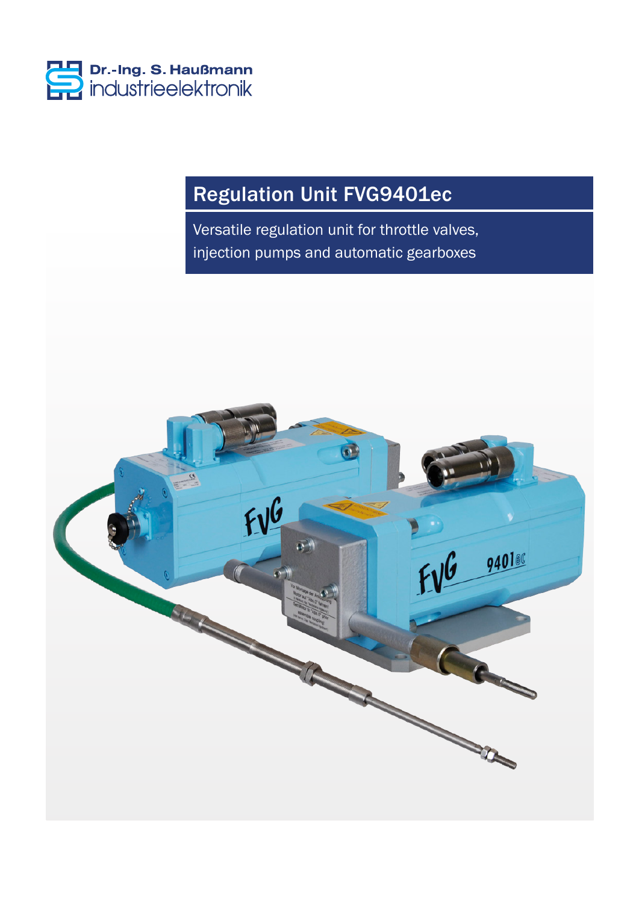Dr.-Ing. S. Haußmann
industrieelektronik

# Regulation Unit FVG9401ec

Versatile regulation unit for throttle valves, injection pumps and automatic gearboxes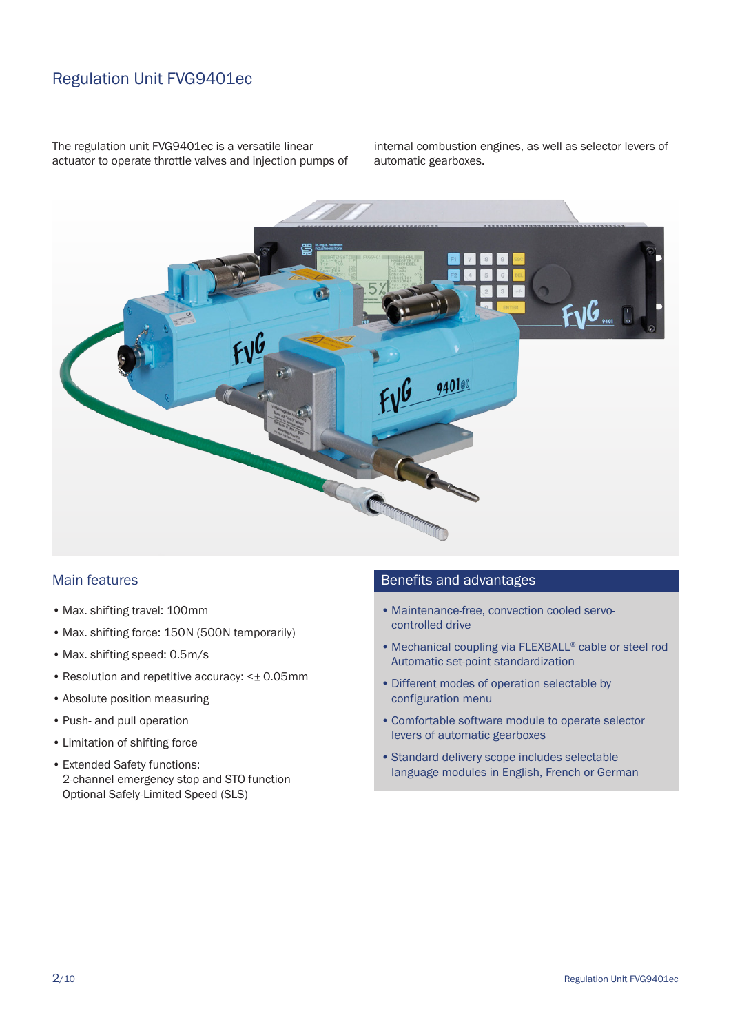# Regulation Unit FVG9401ec

The regulation unit FVG9401ec is a versatile linear actuator to operate throttle valves and injection pumps of internal combustion engines, as well as selector levers of automatic gearboxes.

## Main features

- Max. shifting travel: 100mm
- Max. shifting force: 150N (500N temporarily)
- Max. shifting speed: 0.5m/s
- Resolution and repetitive accuracy: <± 0.05mm
- Absolute position measuring
- Push- and pull operation
- Limitation of shifting force
- Extended Safety functions:
  2-channel emergency stop and STO function
  Optional Safely-Limited Speed (SLS)

## Benefits and advantages

- Maintenance-free, convection cooled servo-controlled drive
- Mechanical coupling via FLEXBALL® cable or steel rod
  Automatic set-point standardization
- Different modes of operation selectable by configuration menu
- Comfortable software module to operate selector levers of automatic gearboxes
- Standard delivery scope includes selectable language modules in English, French or German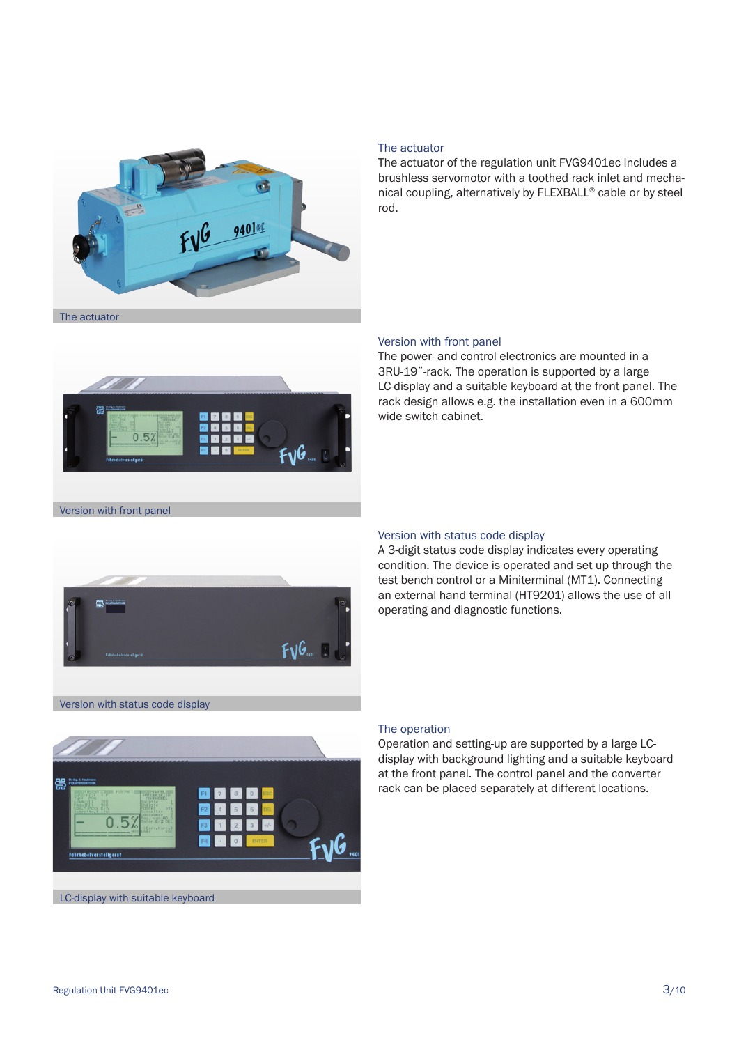The actuator

## The actuator

The actuator of the regulation unit FVG9401ec includes a brushless servomotor with a toothed rack inlet and mechanical coupling, alternatively by FLEXBALL® cable or by steel rod.

Version with front panel

## Version with front panel

The power- and control electronics are mounted in a 3RU-19˝-rack. The operation is supported by a large LC-display and a suitable keyboard at the front panel. The rack design allows e.g. the installation even in a 600mm wide switch cabinet.

Version with status code display

## Version with status code display

A 3-digit status code display indicates every operating condition. The device is operated and set up through the test bench control or a Miniterminal (MT1). Connecting an external hand terminal (HT9201) allows the use of all operating and diagnostic functions.

LC-display with suitable keyboard

## The operation

Operation and setting-up are supported by a large LC-display with background lighting and a suitable keyboard at the front panel. The control panel and the converter rack can be placed separately at different locations.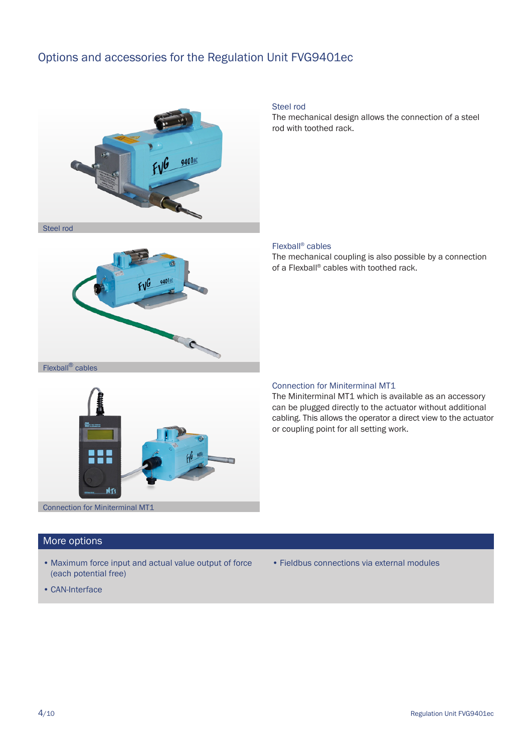# Options and accessories for the Regulation Unit FVG9401ec

Steel rod

## Steel rod

The mechanical design allows the connection of a steel rod with toothed rack.

Flexball® cables

## Flexball® cables

The mechanical coupling is also possible by a connection of a Flexball® cables with toothed rack.

Connection for Miniterminal MT1

## Connection for Miniterminal MT1

The Miniterminal MT1 which is available as an accessory can be plugged directly to the actuator without additional cabling. This allows the operator a direct view to the actuator or coupling point for all setting work.

## More options

- Maximum force input and actual value output of force (each potential free)
- CAN-Interface
- Fieldbus connections via external modules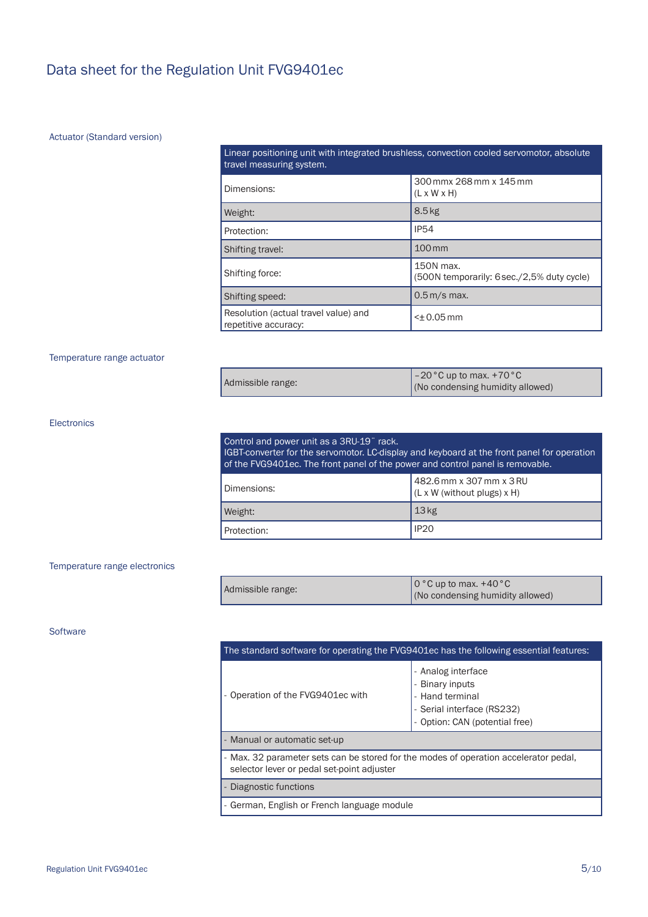# Data sheet for the Regulation Unit FVG9401ec

## Actuator (Standard version)

| Linear positioning unit with integrated brushless, convection cooled servomotor, absolute travel measuring system. | |
|---|---|
| Dimensions: | 300 mmx 268 mm x 145 mm<br>(L x W x H) |
| Weight: | 8.5 kg |
| Protection: | IP54 |
| Shifting travel: | 100 mm |
| Shifting force: | 150N max.<br>(500N temporarily: 6 sec./2,5% duty cycle) |
| Shifting speed: | 0.5 m/s max. |
| Resolution (actual travel value) and repetitive accuracy: | <± 0.05 mm |

## Temperature range actuator

| Admissible range: | –20 °C up to max. +70 °C<br>(No condensing humidity allowed) |
|---|---|

## Electronics

| Control and power unit as a 3RU-19¨ rack.<br>IGBT-converter for the servomotor. LC-display and keyboard at the front panel for operation of the FVG9401ec. The front panel of the power and control panel is removable. | |
|---|---|
| Dimensions: | 482.6 mm x 307 mm x 3 RU<br>(L x W (without plugs) x H) |
| Weight: | 13 kg |
| Protection: | IP20 |

## Temperature range electronics

| Admissible range: | 0 °C up to max. +40 °C<br>(No condensing humidity allowed) |
|---|---|

## Software

| The standard software for operating the FVG9401ec has the following essential features: | |
|---|---|
| - Operation of the FVG9401ec with | - Analog interface<br>- Binary inputs<br>- Hand terminal<br>- Serial interface (RS232)<br>- Option: CAN (potential free) |
| - Manual or automatic set-up | |
| - Max. 32 parameter sets can be stored for the modes of operation accelerator pedal, selector lever or pedal set-point adjuster | |
| - Diagnostic functions | |
| - German, English or French language module | |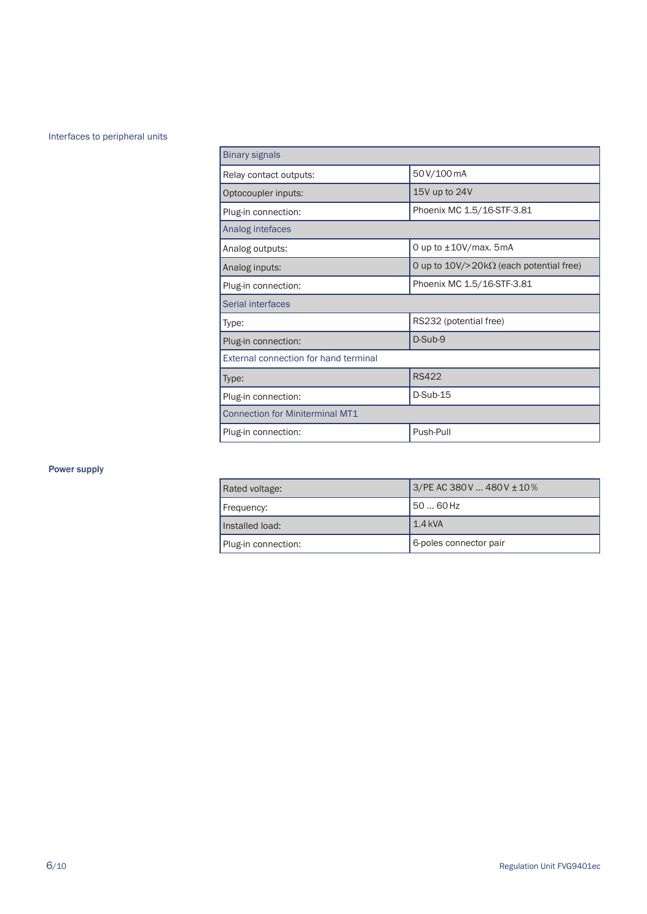## Interfaces to peripheral units

| Binary signals | |
|---|---|
| Relay contact outputs: | 50 V/100 mA |
| Optocoupler inputs: | 15V up to 24V |
| Plug-in connection: | Phoenix MC 1.5/16-STF-3.81 |
| Analog intefaces | |
| Analog outputs: | 0 up to ±10V/max. 5mA |
| Analog inputs: | 0 up to 10V/>20kΩ (each potential free) |
| Plug-in connection: | Phoenix MC 1.5/16-STF-3.81 |
| Serial interfaces | |
| Type: | RS232 (potential free) |
| Plug-in connection: | D-Sub-9 |
| External connection for hand terminal | |
| Type: | RS422 |
| Plug-in connection: | D-Sub-15 |
| Connection for Miniterminal MT1 | |
| Plug-in connection: | Push-Pull |

## Power supply

| | |
|---|---|
| Rated voltage: | 3/PE AC 380 V ... 480 V ± 10 % |
| Frequency: | 50 ... 60 Hz |
| Installed load: | 1.4 kVA |
| Plug-in connection: | 6-poles connector pair |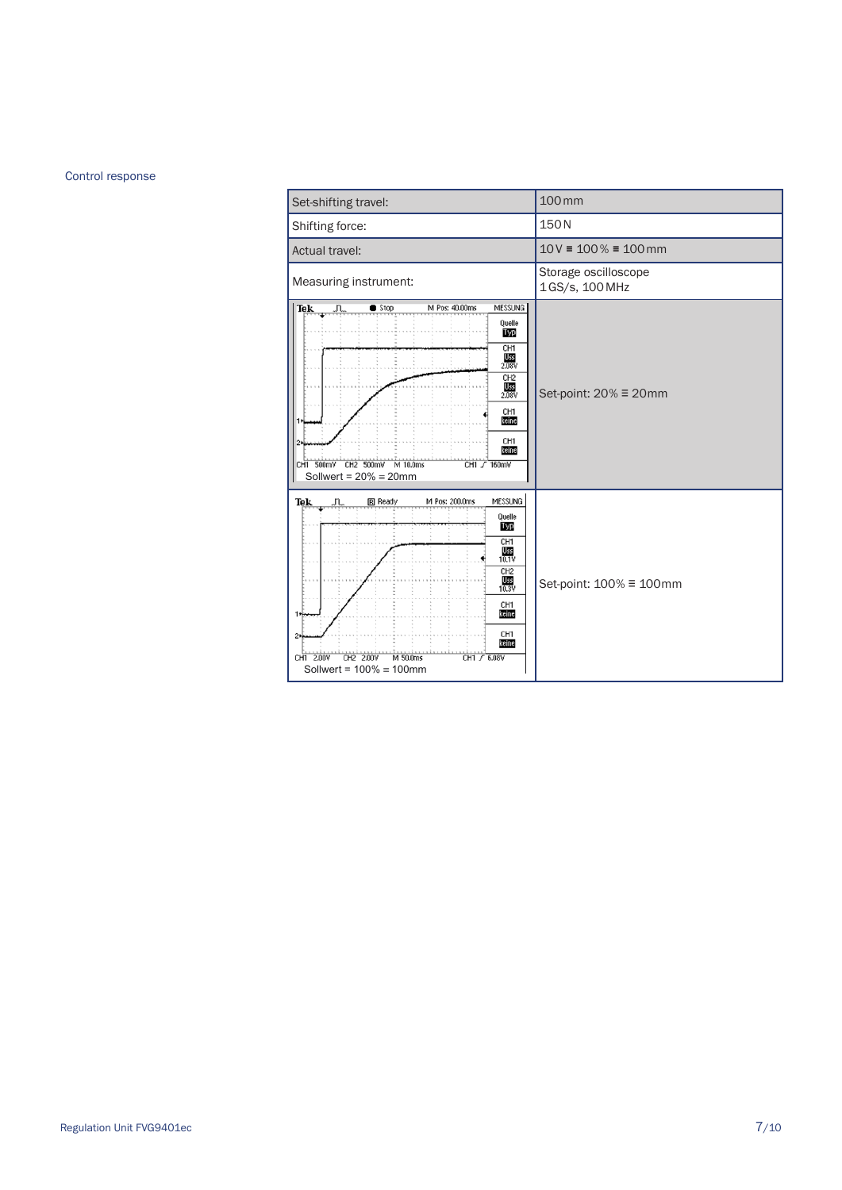## Control response

| Set-shifting travel: | 100 mm |
|---|---|
| Shifting force: | 150 N |
| Actual travel: | 10 V ≡ 100 % ≡ 100 mm |
| Measuring instrument: | Storage oscilloscope<br>1 GS/s, 100 MHz |
| Sollwert = 20% ≡ 20mm | Set-point: 20% ≡ 20mm |
| Sollwert = 100% ≡ 100mm | Set-point: 100% ≡ 100mm |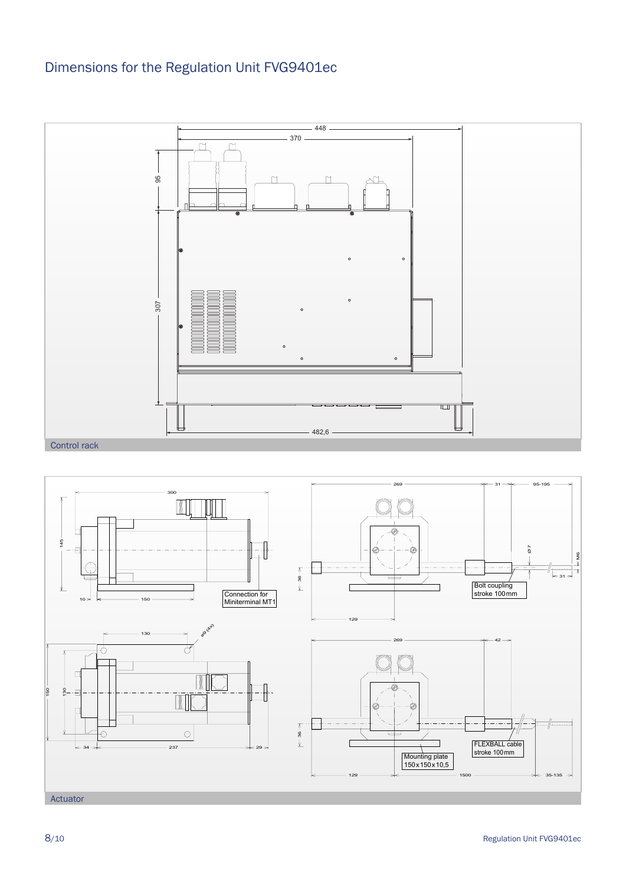# Dimensions for the Regulation Unit FVG9401ec

448

370

95

307

482,6

Control rack

300

145

10

150

Connection for Miniterminal MT1

269

31

95-195

Ø 7

M6

31

36

Bolt coupling stroke 100 mm

129

130

ø9 (4x)

150

130

34

237

29

269

42

36

FLEXBALL cable stroke 100 mm

Mounting plate 150 x 150 x 10,5

129

1500

35-135

Actuator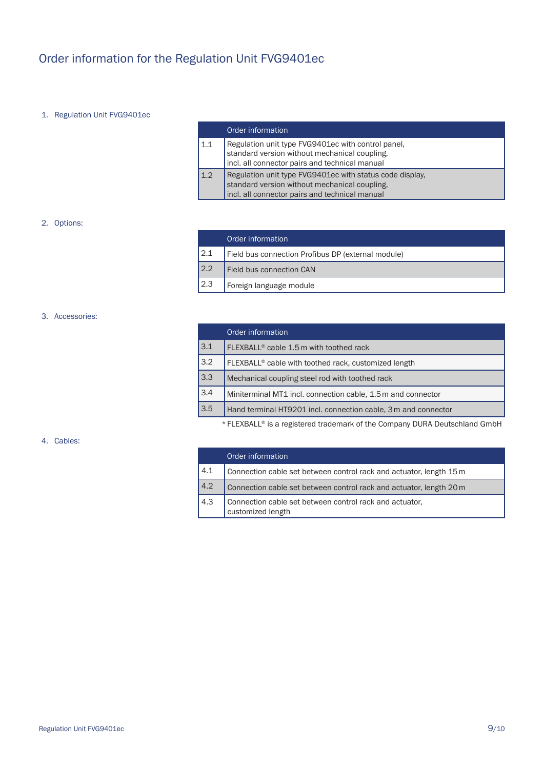# Order information for the Regulation Unit FVG9401ec

1. Regulation Unit FVG9401ec

| | Order information |
|---|---|
| 1.1 | Regulation unit type FVG9401ec with control panel, standard version without mechanical coupling, incl. all connector pairs and technical manual |
| 1.2 | Regulation unit type FVG9401ec with status code display, standard version without mechanical coupling, incl. all connector pairs and technical manual |

2. Options:

| | Order information |
|---|---|
| 2.1 | Field bus connection Profibus DP (external module) |
| 2.2 | Field bus connection CAN |
| 2.3 | Foreign language module |

3. Accessories:

| | Order information |
|---|---|
| 3.1 | FLEXBALL® cable 1.5 m with toothed rack |
| 3.2 | FLEXBALL® cable with toothed rack, customized length |
| 3.3 | Mechanical coupling steel rod with toothed rack |
| 3.4 | Miniterminal MT1 incl. connection cable, 1.5 m and connector |
| 3.5 | Hand terminal HT9201 incl. connection cable, 3 m and connector |

* FLEXBALL® is a registered trademark of the Company DURA Deutschland GmbH

4. Cables:

| | Order information |
|---|---|
| 4.1 | Connection cable set between control rack and actuator, length 15 m |
| 4.2 | Connection cable set between control rack and actuator, length 20 m |
| 4.3 | Connection cable set between control rack and actuator, customized length |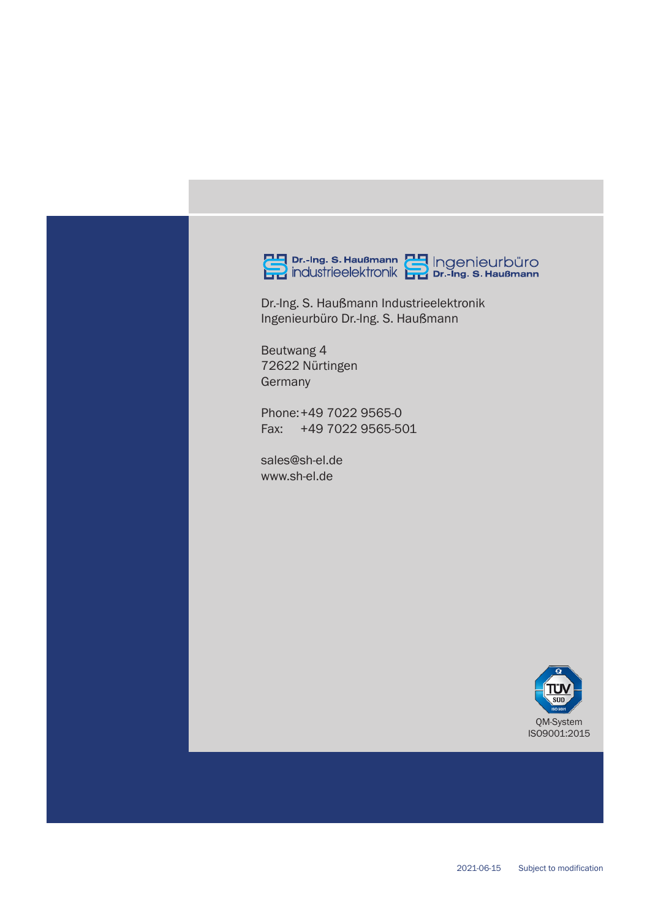Dr.-Ing. S. Haußmann industrieelektronik

Ingenieurbüro Dr.-Ing. S. Haußmann

Dr.-Ing. S. Haußmann Industrieelektronik
Ingenieurbüro Dr.-Ing. S. Haußmann

Beutwang 4
72622 Nürtingen
Germany

Phone: +49 7022 9565-0
Fax: +49 7022 9565-501

sales@sh-el.de
www.sh-el.de

TÜV SÜD ISO 9001

QM-System
ISO9001:2015

2021-06-15 Subject to modification